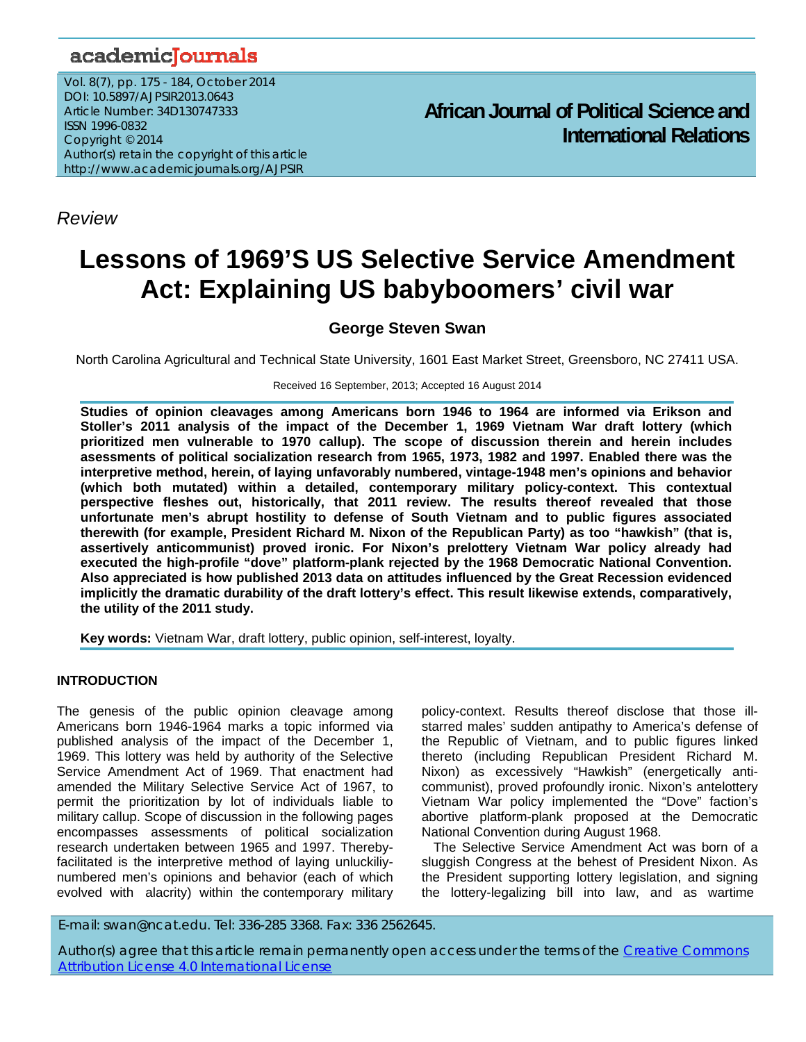*Review*

# Lessons of 1969'S US Selective Service Amendment Act: Explaining US babyboomers' civil war

**George Steven Swan**

North Carolina Agricultural and Technical State University, 1601 East Market Street, Greensboro, NC 27411 USA.

Received 16 September, 2013; Accepted 16 August 2014

**Studies of opinion cleavages among Americans born 1946 to 1964 are informed via Erikson and Stoller's 2011 analysis of the impact of the December 1, 1969 Vietnam War draft lottery (which prioritized men vulnerable to 1970 callup). The scope of discussion therein and herein includes asessments of political socialization research from 1965, 1973, 1982 and 1997. Enabled there was the interpretive method, herein, of laying unfavorably numbered, vintage-1948 men's opinions and behavior (which both mutated) within a detailed, contemporary military policy-context. This contextual perspective fleshes out, historically, that 2011 review. The results thereof revealed that those unfortunate men's abrupt hostility to defense of South Vietnam and to public figures associated therewith (for example, President Richard M. Nixon of the Republican Party) as too "hawkish" (that is, assertively anticommunist) proved ironic. For Nixon's prelottery Vietnam War policy already had executed the high-profile "dove" platform-plank rejected by the 1968 Democratic National Convention. Also appreciated is how published 2013 data on attitudes influenced by the Great Recession evidenced implicitly the dramatic durability of the draft lottery's effect. This result likewise extends, comparatively, the utility of the 2011 study.**

**Key words:** Vietnam War, draft lottery, public opinion, self-interest, loyalty.

## INTRODUCTION

The genesis of the public opinion cleavage among Americans born 1946-1964 marks a topic informed via published analysis of the impact of the December 1, 1969. This lottery was held by authority of the Selective Service Amendment Act of 1969. That enactment had amended the Military Selective Service Act of 1967, to permit the prioritization by lot of individuals liable to military callup. Scope of discussion in the following pages encompasses assessments of political socialization research undertaken between 1965 and 1997. Thereby-facilitated is the interpretive method of laying unluckiliy-numbered men's opinions and behavior (each of which evolved with alacrity) within the contemporary military policy-context. Results thereof disclose that those ill-starred males' sudden antipathy to America's defense of the Republic of Vietnam, and to public figures linked thereto (including Republican President Richard M. Nixon) as excessively "Hawkish" (energetically anti-communist), proved profoundly ironic. Nixon's antelottery Vietnam War policy implemented the "Dove" faction's abortive platform-plank proposed at the Democratic National Convention during August 1968.

The Selective Service Amendment Act was born of a sluggish Congress at the behest of President Nixon. As the President supporting lottery legislation, and signing the lottery-legalizing bill into law, and as wartime

E-mail: swan@ncat.edu. Tel: 336-285 3368. Fax: 336 2562645.

Author(s) agree that this article remain permanently open access under the terms of the Creative Commons Attribution License 4.0 International License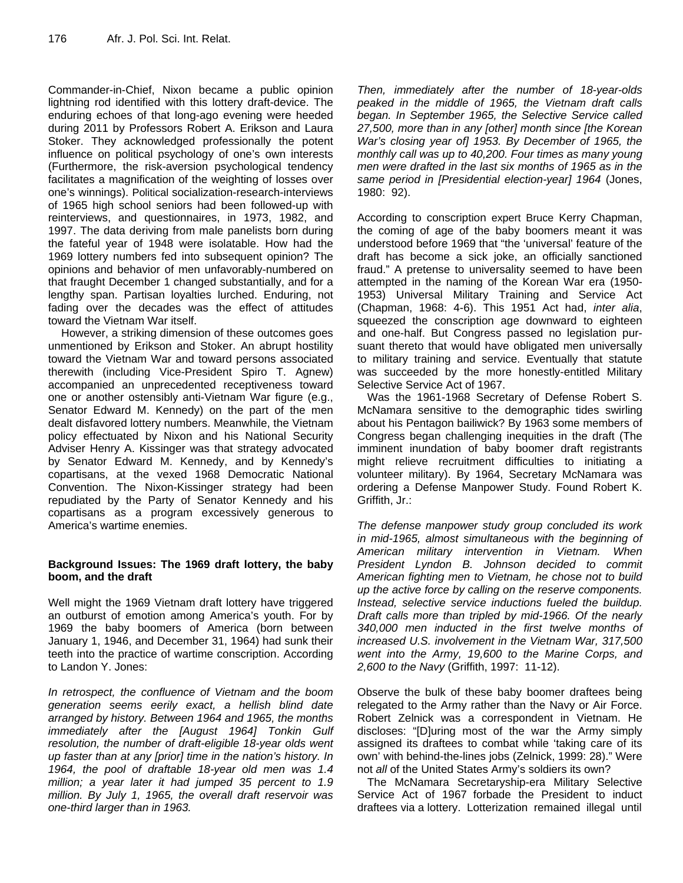Commander-in-Chief, Nixon became a public opinion lightning rod identified with this lottery draft-device. The enduring echoes of that long-ago evening were heeded during 2011 by Professors Robert A. Erikson and Laura Stoker. They acknowledged professionally the potent influence on political psychology of one's own interests (Furthermore, the risk-aversion psychological tendency facilitates a magnification of the weighting of losses over one's winnings). Political socialization-research-interviews of 1965 high school seniors had been followed-up with reinterviews, and questionnaires, in 1973, 1982, and 1997. The data deriving from male panelists born during the fateful year of 1948 were isolatable. How had the 1969 lottery numbers fed into subsequent opinion? The opinions and behavior of men unfavorably-numbered on that fraught December 1 changed substantially, and for a lengthy span. Partisan loyalties lurched. Enduring, not fading over the decades was the effect of attitudes toward the Vietnam War itself.

However, a striking dimension of these outcomes goes unmentioned by Erikson and Stoker. An abrupt hostility toward the Vietnam War and toward persons associated therewith (including Vice-President Spiro T. Agnew) accompanied an unprecedented receptiveness toward one or another ostensibly anti-Vietnam War figure (e.g., Senator Edward M. Kennedy) on the part of the men dealt disfavored lottery numbers. Meanwhile, the Vietnam policy effectuated by Nixon and his National Security Adviser Henry A. Kissinger was that strategy advocated by Senator Edward M. Kennedy, and by Kennedy's copartisans, at the vexed 1968 Democratic National Convention. The Nixon-Kissinger strategy had been repudiated by the Party of Senator Kennedy and his copartisans as a program excessively generous to America's wartime enemies.

## Background Issues: The 1969 draft lottery, the baby boom, and the draft

Well might the 1969 Vietnam draft lottery have triggered an outburst of emotion among America's youth. For by 1969 the baby boomers of America (born between January 1, 1946, and December 31, 1964) had sunk their teeth into the practice of wartime conscription. According to Landon Y. Jones:

*In retrospect, the confluence of Vietnam and the boom generation seems eerily exact, a hellish blind date arranged by history. Between 1964 and 1965, the months immediately after the [August 1964] Tonkin Gulf resolution, the number of draft-eligible 18-year olds went up faster than at any [prior] time in the nation's history. In 1964, the pool of draftable 18-year old men was 1.4 million; a year later it had jumped 35 percent to 1.9 million. By July 1, 1965, the overall draft reservoir was one-third larger than in 1963.*

*Then, immediately after the number of 18-year-olds peaked in the middle of 1965, the Vietnam draft calls began. In September 1965, the Selective Service called 27,500, more than in any [other] month since [the Korean War's closing year of] 1953. By December of 1965, the monthly call was up to 40,200. Four times as many young men were drafted in the last six months of 1965 as in the same period in [Presidential election-year] 1964* (Jones, 1980: 92).

According to conscription expert Bruce Kerry Chapman, the coming of age of the baby boomers meant it was understood before 1969 that "the 'universal' feature of the draft has become a sick joke, an officially sanctioned fraud." A pretense to universality seemed to have been attempted in the naming of the Korean War era (1950-1953) Universal Military Training and Service Act (Chapman, 1968: 4-6). This 1951 Act had, *inter alia*, squeezed the conscription age downward to eighteen and one-half. But Congress passed no legislation pursuant thereto that would have obligated men universally to military training and service. Eventually that statute was succeeded by the more honestly-entitled Military Selective Service Act of 1967.

Was the 1961-1968 Secretary of Defense Robert S. McNamara sensitive to the demographic tides swirling about his Pentagon bailiwick? By 1963 some members of Congress began challenging inequities in the draft (The imminent inundation of baby boomer draft registrants might relieve recruitment difficulties to initiating a volunteer military). By 1964, Secretary McNamara was ordering a Defense Manpower Study. Found Robert K. Griffith, Jr.:

*The defense manpower study group concluded its work in mid-1965, almost simultaneous with the beginning of American military intervention in Vietnam. When President Lyndon B. Johnson decided to commit American fighting men to Vietnam, he chose not to build up the active force by calling on the reserve components. Instead, selective service inductions fueled the buildup. Draft calls more than tripled by mid-1966. Of the nearly 340,000 men inducted in the first twelve months of increased U.S. involvement in the Vietnam War, 317,500 went into the Army, 19,600 to the Marine Corps, and 2,600 to the Navy* (Griffith, 1997: 11-12).

Observe the bulk of these baby boomer draftees being relegated to the Army rather than the Navy or Air Force. Robert Zelnick was a correspondent in Vietnam. He discloses: "[D]uring most of the war the Army simply assigned its draftees to combat while 'taking care of its own' with behind-the-lines jobs (Zelnick, 1999: 28)." Were not *all* of the United States Army's soldiers its own?

The McNamara Secretaryship-era Military Selective Service Act of 1967 forbade the President to induct draftees via a lottery. Lotterization remained illegal until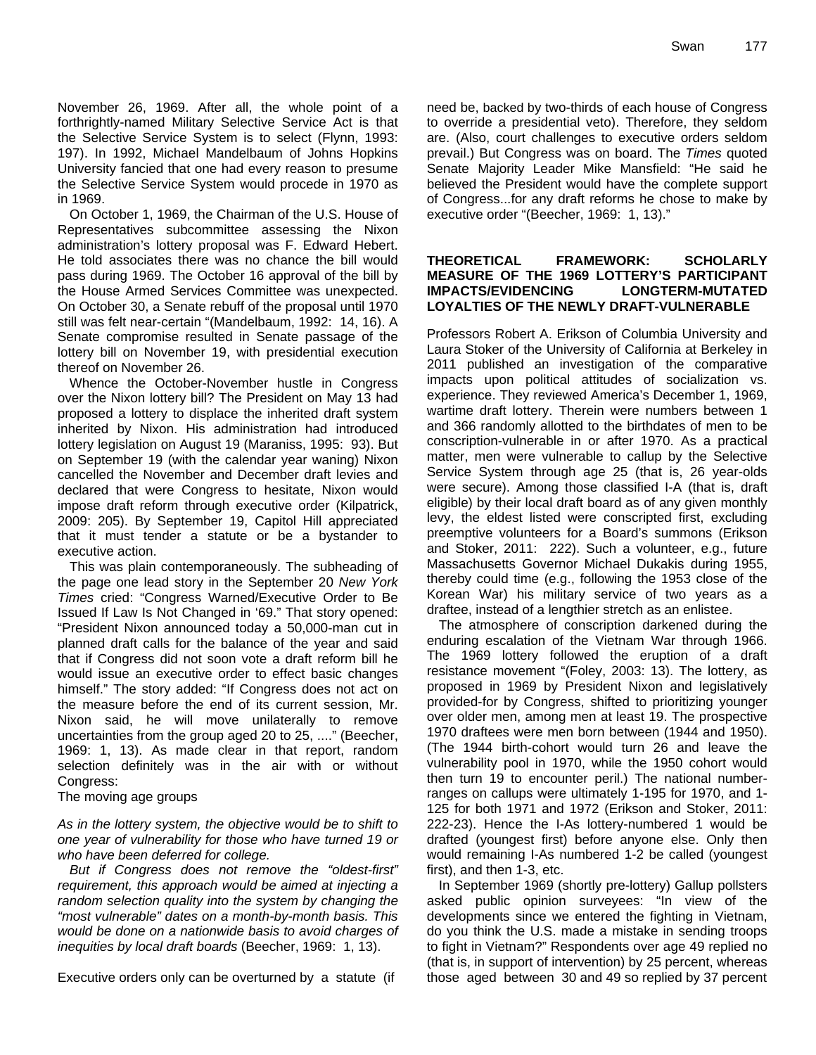November 26, 1969. After all, the whole point of a forthrightly-named Military Selective Service Act is that the Selective Service System is to select (Flynn, 1993: 197). In 1992, Michael Mandelbaum of Johns Hopkins University fancied that one had every reason to presume the Selective Service System would procede in 1970 as in 1969.

On October 1, 1969, the Chairman of the U.S. House of Representatives subcommittee assessing the Nixon administration's lottery proposal was F. Edward Hebert. He told associates there was no chance the bill would pass during 1969. The October 16 approval of the bill by the House Armed Services Committee was unexpected. On October 30, a Senate rebuff of the proposal until 1970 still was felt near-certain "(Mandelbaum, 1992: 14, 16). A Senate compromise resulted in Senate passage of the lottery bill on November 19, with presidential execution thereof on November 26.

Whence the October-November hustle in Congress over the Nixon lottery bill? The President on May 13 had proposed a lottery to displace the inherited draft system inherited by Nixon. His administration had introduced lottery legislation on August 19 (Maraniss, 1995: 93). But on September 19 (with the calendar year waning) Nixon cancelled the November and December draft levies and declared that were Congress to hesitate, Nixon would impose draft reform through executive order (Kilpatrick, 2009: 205). By September 19, Capitol Hill appreciated that it must tender a statute or be a bystander to executive action.

This was plain contemporaneously. The subheading of the page one lead story in the September 20 *New York Times* cried: "Congress Warned/Executive Order to Be Issued If Law Is Not Changed in '69." That story opened: "President Nixon announced today a 50,000-man cut in planned draft calls for the balance of the year and said that if Congress did not soon vote a draft reform bill he would issue an executive order to effect basic changes himself." The story added: "If Congress does not act on the measure before the end of its current session, Mr. Nixon said, he will move unilaterally to remove uncertainties from the group aged 20 to 25, ...." (Beecher, 1969: 1, 13). As made clear in that report, random selection definitely was in the air with or without Congress:

The moving age groups

*As in the lottery system, the objective would be to shift to one year of vulnerability for those who have turned 19 or who have been deferred for college.*

*But if Congress does not remove the "oldest-first" requirement, this approach would be aimed at injecting a random selection quality into the system by changing the "most vulnerable" dates on a month-by-month basis. This would be done on a nationwide basis to avoid charges of inequities by local draft boards* (Beecher, 1969: 1, 13).

Executive orders only can be overturned by a statute (if need be, backed by two-thirds of each house of Congress to override a presidential veto). Therefore, they seldom are. (Also, court challenges to executive orders seldom prevail.) But Congress was on board. The *Times* quoted Senate Majority Leader Mike Mansfield: "He said he believed the President would have the complete support of Congress...for any draft reforms he chose to make by executive order "(Beecher, 1969: 1, 13)."

## THEORETICAL FRAMEWORK: SCHOLARLY MEASURE OF THE 1969 LOTTERY'S PARTICIPANT IMPACTS/EVIDENCING LONGTERM-MUTATED LOYALTIES OF THE NEWLY DRAFT-VULNERABLE

Professors Robert A. Erikson of Columbia University and Laura Stoker of the University of California at Berkeley in 2011 published an investigation of the comparative impacts upon political attitudes of socialization vs. experience. They reviewed America's December 1, 1969, wartime draft lottery. Therein were numbers between 1 and 366 randomly allotted to the birthdates of men to be conscription-vulnerable in or after 1970. As a practical matter, men were vulnerable to callup by the Selective Service System through age 25 (that is, 26 year-olds were secure). Among those classified I-A (that is, draft eligible) by their local draft board as of any given monthly levy, the eldest listed were conscripted first, excluding preemptive volunteers for a Board's summons (Erikson and Stoker, 2011: 222). Such a volunteer, e.g., future Massachusetts Governor Michael Dukakis during 1955, thereby could time (e.g., following the 1953 close of the Korean War) his military service of two years as a draftee, instead of a lengthier stretch as an enlistee.

The atmosphere of conscription darkened during the enduring escalation of the Vietnam War through 1966. The 1969 lottery followed the eruption of a draft resistance movement "(Foley, 2003: 13). The lottery, as proposed in 1969 by President Nixon and legislatively provided-for by Congress, shifted to prioritizing younger over older men, among men at least 19. The prospective 1970 draftees were men born between (1944 and 1950). (The 1944 birth-cohort would turn 26 and leave the vulnerability pool in 1970, while the 1950 cohort would then turn 19 to encounter peril.) The national number-ranges on callups were ultimately 1-195 for 1970, and 1-125 for both 1971 and 1972 (Erikson and Stoker, 2011: 222-23). Hence the I-As lottery-numbered 1 would be drafted (youngest first) before anyone else. Only then would remaining I-As numbered 1-2 be called (youngest first), and then 1-3, etc.

In September 1969 (shortly pre-lottery) Gallup pollsters asked public opinion surveyees: "In view of the developments since we entered the fighting in Vietnam, do you think the U.S. made a mistake in sending troops to fight in Vietnam?" Respondents over age 49 replied no (that is, in support of intervention) by 25 percent, whereas those aged between 30 and 49 so replied by 37 percent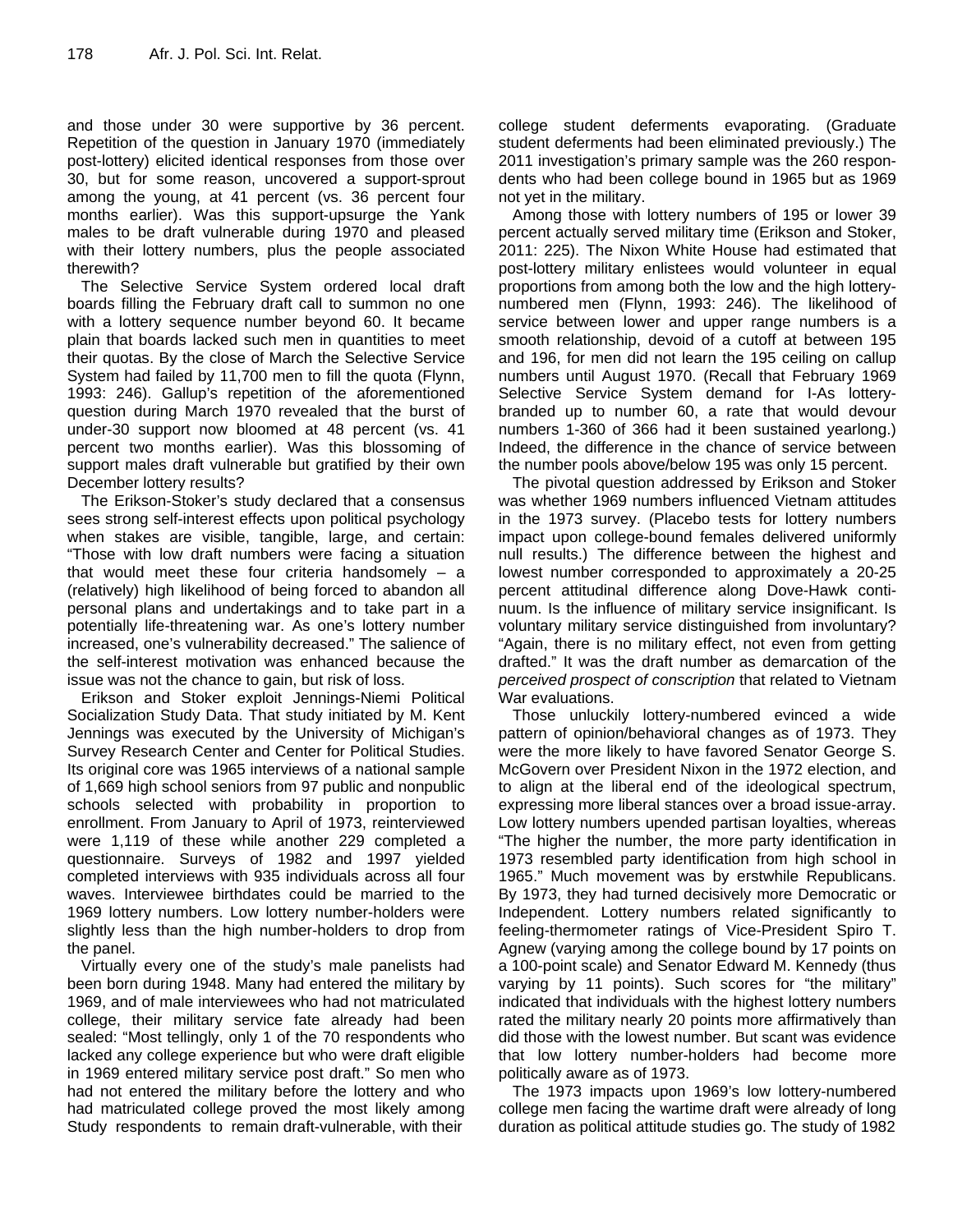and those under 30 were supportive by 36 percent. Repetition of the question in January 1970 (immediately post-lottery) elicited identical responses from those over 30, but for some reason, uncovered a support-sprout among the young, at 41 percent (vs. 36 percent four months earlier). Was this support-upsurge the Yank males to be draft vulnerable during 1970 and pleased with their lottery numbers, plus the people associated therewith?

The Selective Service System ordered local draft boards filling the February draft call to summon no one with a lottery sequence number beyond 60. It became plain that boards lacked such men in quantities to meet their quotas. By the close of March the Selective Service System had failed by 11,700 men to fill the quota (Flynn, 1993: 246). Gallup's repetition of the aforementioned question during March 1970 revealed that the burst of under-30 support now bloomed at 48 percent (vs. 41 percent two months earlier). Was this blossoming of support males draft vulnerable but gratified by their own December lottery results?

The Erikson-Stoker's study declared that a consensus sees strong self-interest effects upon political psychology when stakes are visible, tangible, large, and certain: "Those with low draft numbers were facing a situation that would meet these four criteria handsomely – a (relatively) high likelihood of being forced to abandon all personal plans and undertakings and to take part in a potentially life-threatening war. As one's lottery number increased, one's vulnerability decreased." The salience of the self-interest motivation was enhanced because the issue was not the chance to gain, but risk of loss.

Erikson and Stoker exploit Jennings-Niemi Political Socialization Study Data. That study initiated by M. Kent Jennings was executed by the University of Michigan's Survey Research Center and Center for Political Studies. Its original core was 1965 interviews of a national sample of 1,669 high school seniors from 97 public and nonpublic schools selected with probability in proportion to enrollment. From January to April of 1973, reinterviewed were 1,119 of these while another 229 completed a questionnaire. Surveys of 1982 and 1997 yielded completed interviews with 935 individuals across all four waves. Interviewee birthdates could be married to the 1969 lottery numbers. Low lottery number-holders were slightly less than the high number-holders to drop from the panel.

Virtually every one of the study's male panelists had been born during 1948. Many had entered the military by 1969, and of male interviewees who had not matriculated college, their military service fate already had been sealed: "Most tellingly, only 1 of the 70 respondents who lacked any college experience but who were draft eligible in 1969 entered military service post draft." So men who had not entered the military before the lottery and who had matriculated college proved the most likely among Study respondents to remain draft-vulnerable, with their college student deferments evaporating. (Graduate student deferments had been eliminated previously.) The 2011 investigation's primary sample was the 260 respondents who had been college bound in 1965 but as 1969 not yet in the military.

Among those with lottery numbers of 195 or lower 39 percent actually served military time (Erikson and Stoker, 2011: 225). The Nixon White House had estimated that post-lottery military enlistees would volunteer in equal proportions from among both the low and the high lottery-numbered men (Flynn, 1993: 246). The likelihood of service between lower and upper range numbers is a smooth relationship, devoid of a cutoff at between 195 and 196, for men did not learn the 195 ceiling on callup numbers until August 1970. (Recall that February 1969 Selective Service System demand for I-As lottery-branded up to number 60, a rate that would devour numbers 1-360 of 366 had it been sustained yearlong.) Indeed, the difference in the chance of service between the number pools above/below 195 was only 15 percent.

The pivotal question addressed by Erikson and Stoker was whether 1969 numbers influenced Vietnam attitudes in the 1973 survey. (Placebo tests for lottery numbers impact upon college-bound females delivered uniformly null results.) The difference between the highest and lowest number corresponded to approximately a 20-25 percent attitudinal difference along Dove-Hawk continuum. Is the influence of military service insignificant. Is voluntary military service distinguished from involuntary? "Again, there is no military effect, not even from getting drafted." It was the draft number as demarcation of the *perceived prospect of conscription* that related to Vietnam War evaluations.

Those unluckily lottery-numbered evinced a wide pattern of opinion/behavioral changes as of 1973. They were the more likely to have favored Senator George S. McGovern over President Nixon in the 1972 election, and to align at the liberal end of the ideological spectrum, expressing more liberal stances over a broad issue-array. Low lottery numbers upended partisan loyalties, whereas "The higher the number, the more party identification in 1973 resembled party identification from high school in 1965." Much movement was by erstwhile Republicans. By 1973, they had turned decisively more Democratic or Independent. Lottery numbers related significantly to feeling-thermometer ratings of Vice-President Spiro T. Agnew (varying among the college bound by 17 points on a 100-point scale) and Senator Edward M. Kennedy (thus varying by 11 points). Such scores for "the military" indicated that individuals with the highest lottery numbers rated the military nearly 20 points more affirmatively than did those with the lowest number. But scant was evidence that low lottery number-holders had become more politically aware as of 1973.

The 1973 impacts upon 1969's low lottery-numbered college men facing the wartime draft were already of long duration as political attitude studies go. The study of 1982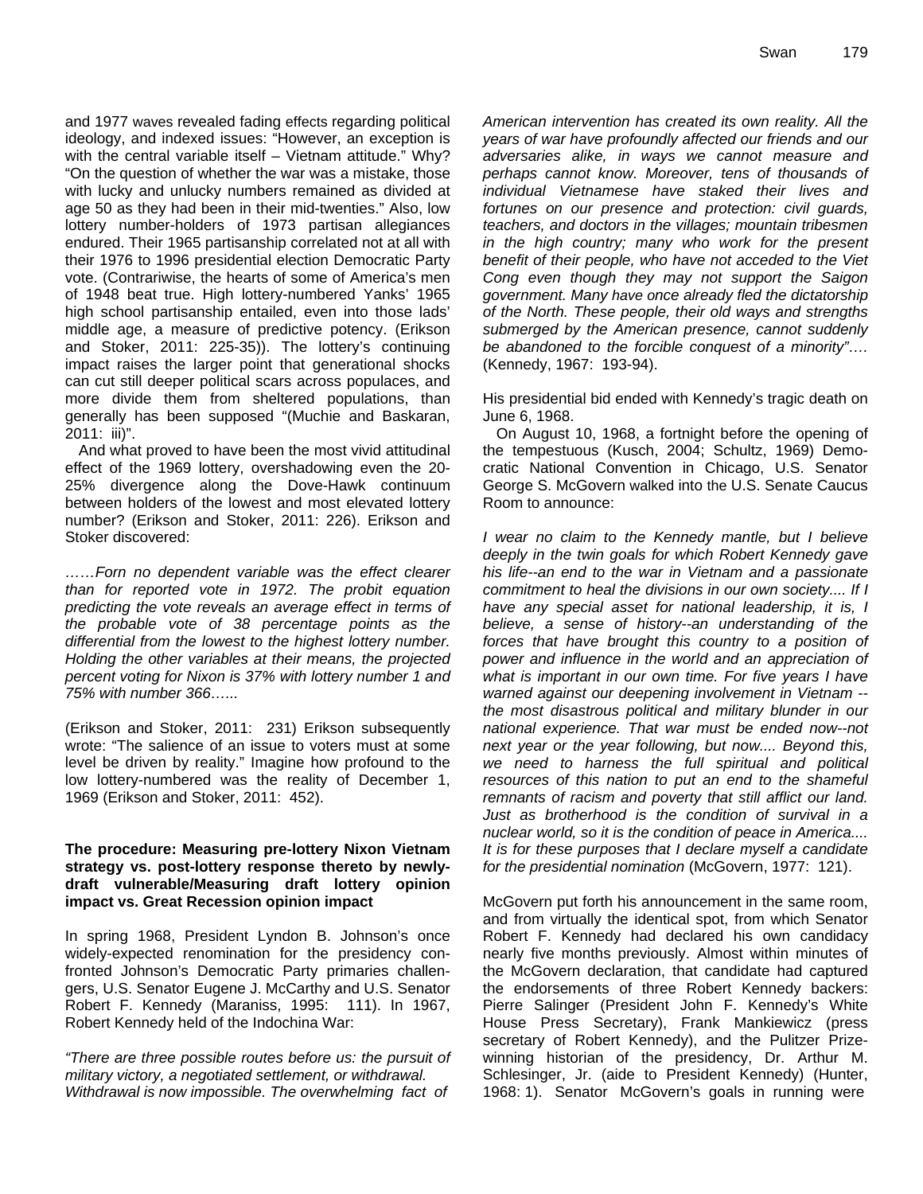and 1977 waves revealed fading effects regarding political ideology, and indexed issues: "However, an exception is with the central variable itself – Vietnam attitude." Why? "On the question of whether the war was a mistake, those with lucky and unlucky numbers remained as divided at age 50 as they had been in their mid-twenties." Also, low lottery number-holders of 1973 partisan allegiances endured. Their 1965 partisanship correlated not at all with their 1976 to 1996 presidential election Democratic Party vote. (Contrariwise, the hearts of some of America's men of 1948 beat true. High lottery-numbered Yanks' 1965 high school partisanship entailed, even into those lads' middle age, a measure of predictive potency. (Erikson and Stoker, 2011: 225-35)). The lottery's continuing impact raises the larger point that generational shocks can cut still deeper political scars across populaces, and more divide them from sheltered populations, than generally has been supposed "(Muchie and Baskaran, 2011: iii)".

And what proved to have been the most vivid attitudinal effect of the 1969 lottery, overshadowing even the 20-25% divergence along the Dove-Hawk continuum between holders of the lowest and most elevated lottery number? (Erikson and Stoker, 2011: 226). Erikson and Stoker discovered:

*……Forn no dependent variable was the effect clearer than for reported vote in 1972. The probit equation predicting the vote reveals an average effect in terms of the probable vote of 38 percentage points as the differential from the lowest to the highest lottery number. Holding the other variables at their means, the projected percent voting for Nixon is 37% with lottery number 1 and 75% with number 366…...*

(Erikson and Stoker, 2011: 231) Erikson subsequently wrote: "The salience of an issue to voters must at some level be driven by reality." Imagine how profound to the low lottery-numbered was the reality of December 1, 1969 (Erikson and Stoker, 2011: 452).

**The procedure: Measuring pre-lottery Nixon Vietnam strategy vs. post-lottery response thereto by newly-draft vulnerable/Measuring draft lottery opinion impact vs. Great Recession opinion impact**

In spring 1968, President Lyndon B. Johnson's once widely-expected renomination for the presidency confronted Johnson's Democratic Party primaries challengers, U.S. Senator Eugene J. McCarthy and U.S. Senator Robert F. Kennedy (Maraniss, 1995: 111). In 1967, Robert Kennedy held of the Indochina War:

*"There are three possible routes before us: the pursuit of military victory, a negotiated settlement, or withdrawal. Withdrawal is now impossible. The overwhelming fact of American intervention has created its own reality. All the years of war have profoundly affected our friends and our adversaries alike, in ways we cannot measure and perhaps cannot know. Moreover, tens of thousands of individual Vietnamese have staked their lives and fortunes on our presence and protection: civil guards, teachers, and doctors in the villages; mountain tribesmen in the high country; many who work for the present benefit of their people, who have not acceded to the Viet Cong even though they may not support the Saigon government. Many have once already fled the dictatorship of the North. These people, their old ways and strengths submerged by the American presence, cannot suddenly be abandoned to the forcible conquest of a minority"….* (Kennedy, 1967: 193-94).

His presidential bid ended with Kennedy's tragic death on June 6, 1968.

On August 10, 1968, a fortnight before the opening of the tempestuous (Kusch, 2004; Schultz, 1969) Democratic National Convention in Chicago, U.S. Senator George S. McGovern walked into the U.S. Senate Caucus Room to announce:

*I wear no claim to the Kennedy mantle, but I believe deeply in the twin goals for which Robert Kennedy gave his life--an end to the war in Vietnam and a passionate commitment to heal the divisions in our own society.... If I have any special asset for national leadership, it is, I believe, a sense of history--an understanding of the forces that have brought this country to a position of power and influence in the world and an appreciation of what is important in our own time. For five years I have warned against our deepening involvement in Vietnam -- the most disastrous political and military blunder in our national experience. That war must be ended now--not next year or the year following, but now.... Beyond this, we need to harness the full spiritual and political resources of this nation to put an end to the shameful remnants of racism and poverty that still afflict our land. Just as brotherhood is the condition of survival in a nuclear world, so it is the condition of peace in America.... It is for these purposes that I declare myself a candidate for the presidential nomination* (McGovern, 1977: 121).

McGovern put forth his announcement in the same room, and from virtually the identical spot, from which Senator Robert F. Kennedy had declared his own candidacy nearly five months previously. Almost within minutes of the McGovern declaration, that candidate had captured the endorsements of three Robert Kennedy backers: Pierre Salinger (President John F. Kennedy's White House Press Secretary), Frank Mankiewicz (press secretary of Robert Kennedy), and the Pulitzer Prize-winning historian of the presidency, Dr. Arthur M. Schlesinger, Jr. (aide to President Kennedy) (Hunter, 1968: 1). Senator McGovern's goals in running were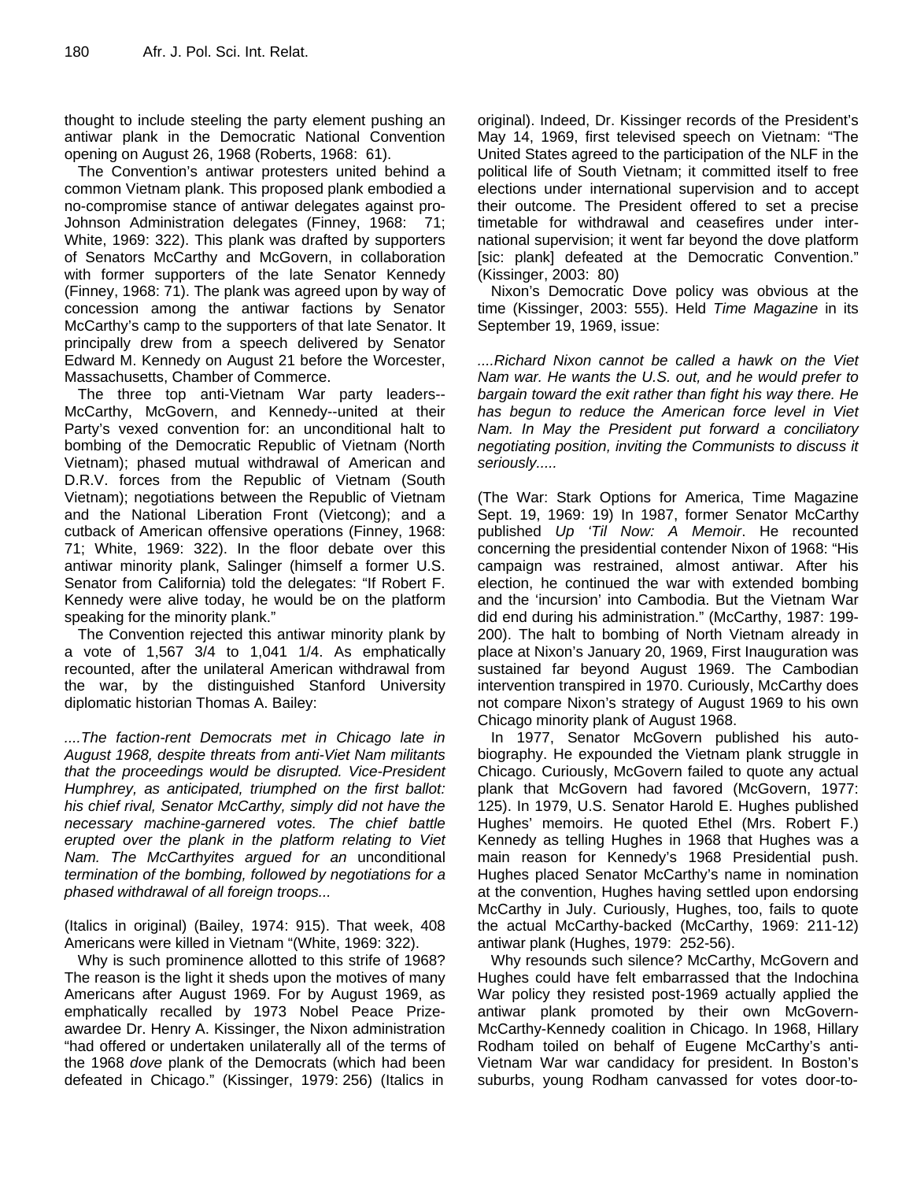thought to include steeling the party element pushing an antiwar plank in the Democratic National Convention opening on August 26, 1968 (Roberts, 1968: 61).

The Convention's antiwar protesters united behind a common Vietnam plank. This proposed plank embodied a no-compromise stance of antiwar delegates against pro-Johnson Administration delegates (Finney, 1968: 71; White, 1969: 322). This plank was drafted by supporters of Senators McCarthy and McGovern, in collaboration with former supporters of the late Senator Kennedy (Finney, 1968: 71). The plank was agreed upon by way of concession among the antiwar factions by Senator McCarthy's camp to the supporters of that late Senator. It principally drew from a speech delivered by Senator Edward M. Kennedy on August 21 before the Worcester, Massachusetts, Chamber of Commerce.

The three top anti-Vietnam War party leaders--McCarthy, McGovern, and Kennedy--united at their Party's vexed convention for: an unconditional halt to bombing of the Democratic Republic of Vietnam (North Vietnam); phased mutual withdrawal of American and D.R.V. forces from the Republic of Vietnam (South Vietnam); negotiations between the Republic of Vietnam and the National Liberation Front (Vietcong); and a cutback of American offensive operations (Finney, 1968: 71; White, 1969: 322). In the floor debate over this antiwar minority plank, Salinger (himself a former U.S. Senator from California) told the delegates: "If Robert F. Kennedy were alive today, he would be on the platform speaking for the minority plank."

The Convention rejected this antiwar minority plank by a vote of 1,567 3/4 to 1,041 1/4. As emphatically recounted, after the unilateral American withdrawal from the war, by the distinguished Stanford University diplomatic historian Thomas A. Bailey:

*....The faction-rent Democrats met in Chicago late in August 1968, despite threats from anti-Viet Nam militants that the proceedings would be disrupted. Vice-President Humphrey, as anticipated, triumphed on the first ballot: his chief rival, Senator McCarthy, simply did not have the necessary machine-garnered votes. The chief battle erupted over the plank in the platform relating to Viet Nam. The McCarthyites argued for an* unconditional *termination of the bombing, followed by negotiations for a phased withdrawal of all foreign troops...*

(Italics in original) (Bailey, 1974: 915). That week, 408 Americans were killed in Vietnam "(White, 1969: 322).

Why is such prominence allotted to this strife of 1968? The reason is the light it sheds upon the motives of many Americans after August 1969. For by August 1969, as emphatically recalled by 1973 Nobel Peace Prize-awardee Dr. Henry A. Kissinger, the Nixon administration "had offered or undertaken unilaterally all of the terms of the 1968 *dove* plank of the Democrats (which had been defeated in Chicago." (Kissinger, 1979: 256) (Italics in original). Indeed, Dr. Kissinger records of the President's May 14, 1969, first televised speech on Vietnam: "The United States agreed to the participation of the NLF in the political life of South Vietnam; it committed itself to free elections under international supervision and to accept their outcome. The President offered to set a precise timetable for withdrawal and ceasefires under international supervision; it went far beyond the dove platform [sic: plank] defeated at the Democratic Convention." (Kissinger, 2003: 80)

Nixon's Democratic Dove policy was obvious at the time (Kissinger, 2003: 555). Held *Time Magazine* in its September 19, 1969, issue:

*....Richard Nixon cannot be called a hawk on the Viet Nam war. He wants the U.S. out, and he would prefer to bargain toward the exit rather than fight his way there. He has begun to reduce the American force level in Viet Nam. In May the President put forward a conciliatory negotiating position, inviting the Communists to discuss it seriously.....*

(The War: Stark Options for America, Time Magazine Sept. 19, 1969: 19) In 1987, former Senator McCarthy published *Up 'Til Now: A Memoir*. He recounted concerning the presidential contender Nixon of 1968: "His campaign was restrained, almost antiwar. After his election, he continued the war with extended bombing and the 'incursion' into Cambodia. But the Vietnam War did end during his administration." (McCarthy, 1987: 199-200). The halt to bombing of North Vietnam already in place at Nixon's January 20, 1969, First Inauguration was sustained far beyond August 1969. The Cambodian intervention transpired in 1970. Curiously, McCarthy does not compare Nixon's strategy of August 1969 to his own Chicago minority plank of August 1968.

In 1977, Senator McGovern published his autobiography. He expounded the Vietnam plank struggle in Chicago. Curiously, McGovern failed to quote any actual plank that McGovern had favored (McGovern, 1977: 125). In 1979, U.S. Senator Harold E. Hughes published Hughes' memoirs. He quoted Ethel (Mrs. Robert F.) Kennedy as telling Hughes in 1968 that Hughes was a main reason for Kennedy's 1968 Presidential push. Hughes placed Senator McCarthy's name in nomination at the convention, Hughes having settled upon endorsing McCarthy in July. Curiously, Hughes, too, fails to quote the actual McCarthy-backed (McCarthy, 1969: 211-12) antiwar plank (Hughes, 1979: 252-56).

Why resounds such silence? McCarthy, McGovern and Hughes could have felt embarrassed that the Indochina War policy they resisted post-1969 actually applied the antiwar plank promoted by their own McGovern-McCarthy-Kennedy coalition in Chicago. In 1968, Hillary Rodham toiled on behalf of Eugene McCarthy's anti-Vietnam War war candidacy for president. In Boston's suburbs, young Rodham canvassed for votes door-to-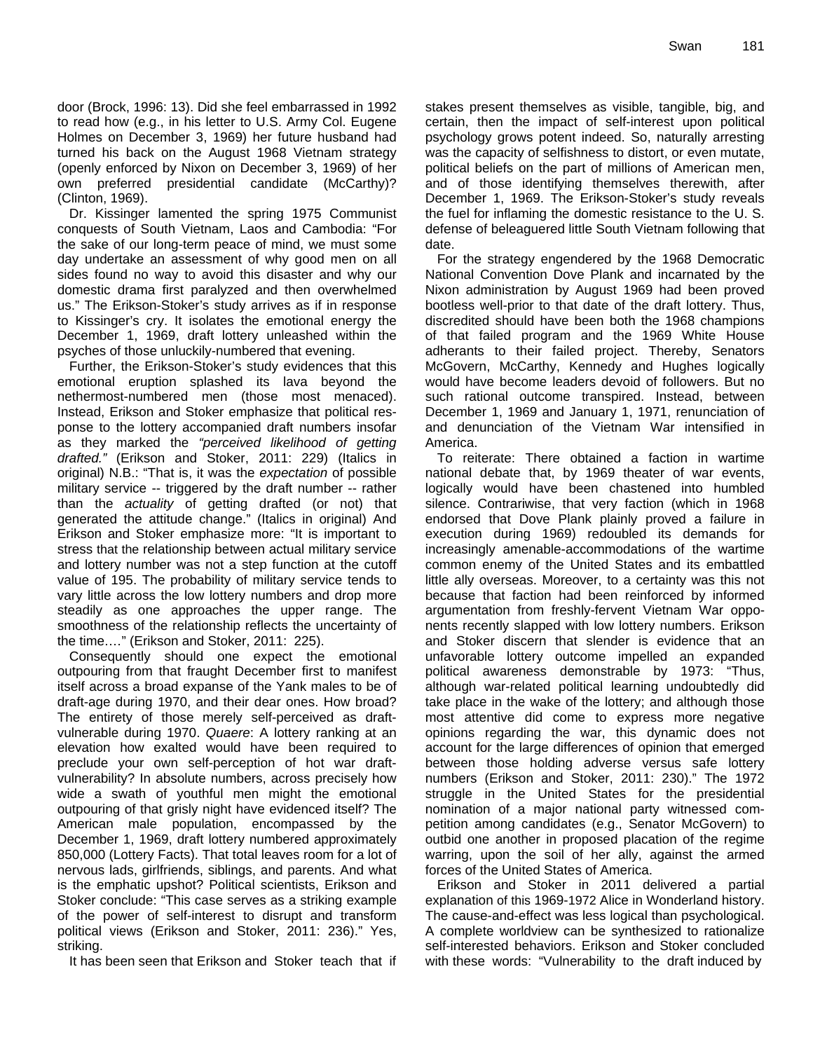door (Brock, 1996: 13). Did she feel embarrassed in 1992 to read how (e.g., in his letter to U.S. Army Col. Eugene Holmes on December 3, 1969) her future husband had turned his back on the August 1968 Vietnam strategy (openly enforced by Nixon on December 3, 1969) of her own preferred presidential candidate (McCarthy)? (Clinton, 1969).

Dr. Kissinger lamented the spring 1975 Communist conquests of South Vietnam, Laos and Cambodia: "For the sake of our long-term peace of mind, we must some day undertake an assessment of why good men on all sides found no way to avoid this disaster and why our domestic drama first paralyzed and then overwhelmed us." The Erikson-Stoker's study arrives as if in response to Kissinger's cry. It isolates the emotional energy the December 1, 1969, draft lottery unleashed within the psyches of those unluckily-numbered that evening.

Further, the Erikson-Stoker's study evidences that this emotional eruption splashed its lava beyond the nethermost-numbered men (those most menaced). Instead, Erikson and Stoker emphasize that political response to the lottery accompanied draft numbers insofar as they marked the *"perceived likelihood of getting drafted."* (Erikson and Stoker, 2011: 229) (Italics in original) N.B.: "That is, it was the *expectation* of possible military service -- triggered by the draft number -- rather than the *actuality* of getting drafted (or not) that generated the attitude change." (Italics in original) And Erikson and Stoker emphasize more: "It is important to stress that the relationship between actual military service and lottery number was not a step function at the cutoff value of 195. The probability of military service tends to vary little across the low lottery numbers and drop more steadily as one approaches the upper range. The smoothness of the relationship reflects the uncertainty of the time…." (Erikson and Stoker, 2011: 225).

Consequently should one expect the emotional outpouring from that fraught December first to manifest itself across a broad expanse of the Yank males to be of draft-age during 1970, and their dear ones. How broad? The entirety of those merely self-perceived as draft-vulnerable during 1970. *Quaere*: A lottery ranking at an elevation how exalted would have been required to preclude your own self-perception of hot war draft-vulnerability? In absolute numbers, across precisely how wide a swath of youthful men might the emotional outpouring of that grisly night have evidenced itself? The American male population, encompassed by the December 1, 1969, draft lottery numbered approximately 850,000 (Lottery Facts). That total leaves room for a lot of nervous lads, girlfriends, siblings, and parents. And what is the emphatic upshot? Political scientists, Erikson and Stoker conclude: "This case serves as a striking example of the power of self-interest to disrupt and transform political views (Erikson and Stoker, 2011: 236)." Yes, striking.

It has been seen that Erikson and Stoker teach that if stakes present themselves as visible, tangible, big, and certain, then the impact of self-interest upon political psychology grows potent indeed. So, naturally arresting was the capacity of selfishness to distort, or even mutate, political beliefs on the part of millions of American men, and of those identifying themselves therewith, after December 1, 1969. The Erikson-Stoker's study reveals the fuel for inflaming the domestic resistance to the U. S. defense of beleaguered little South Vietnam following that date.

For the strategy engendered by the 1968 Democratic National Convention Dove Plank and incarnated by the Nixon administration by August 1969 had been proved bootless well-prior to that date of the draft lottery. Thus, discredited should have been both the 1968 champions of that failed program and the 1969 White House adherants to their failed project. Thereby, Senators McGovern, McCarthy, Kennedy and Hughes logically would have become leaders devoid of followers. But no such rational outcome transpired. Instead, between December 1, 1969 and January 1, 1971, renunciation of and denunciation of the Vietnam War intensified in America.

To reiterate: There obtained a faction in wartime national debate that, by 1969 theater of war events, logically would have been chastened into humbled silence. Contrariwise, that very faction (which in 1968 endorsed that Dove Plank plainly proved a failure in execution during 1969) redoubled its demands for increasingly amenable-accommodations of the wartime common enemy of the United States and its embattled little ally overseas. Moreover, to a certainty was this not because that faction had been reinforced by informed argumentation from freshly-fervent Vietnam War opponents recently slapped with low lottery numbers. Erikson and Stoker discern that slender is evidence that an unfavorable lottery outcome impelled an expanded political awareness demonstrable by 1973: "Thus, although war-related political learning undoubtedly did take place in the wake of the lottery; and although those most attentive did come to express more negative opinions regarding the war, this dynamic does not account for the large differences of opinion that emerged between those holding adverse versus safe lottery numbers (Erikson and Stoker, 2011: 230)." The 1972 struggle in the United States for the presidential nomination of a major national party witnessed competition among candidates (e.g., Senator McGovern) to outbid one another in proposed placation of the regime warring, upon the soil of her ally, against the armed forces of the United States of America.

Erikson and Stoker in 2011 delivered a partial explanation of this 1969-1972 Alice in Wonderland history. The cause-and-effect was less logical than psychological. A complete worldview can be synthesized to rationalize self-interested behaviors. Erikson and Stoker concluded with these words: "Vulnerability to the draft induced by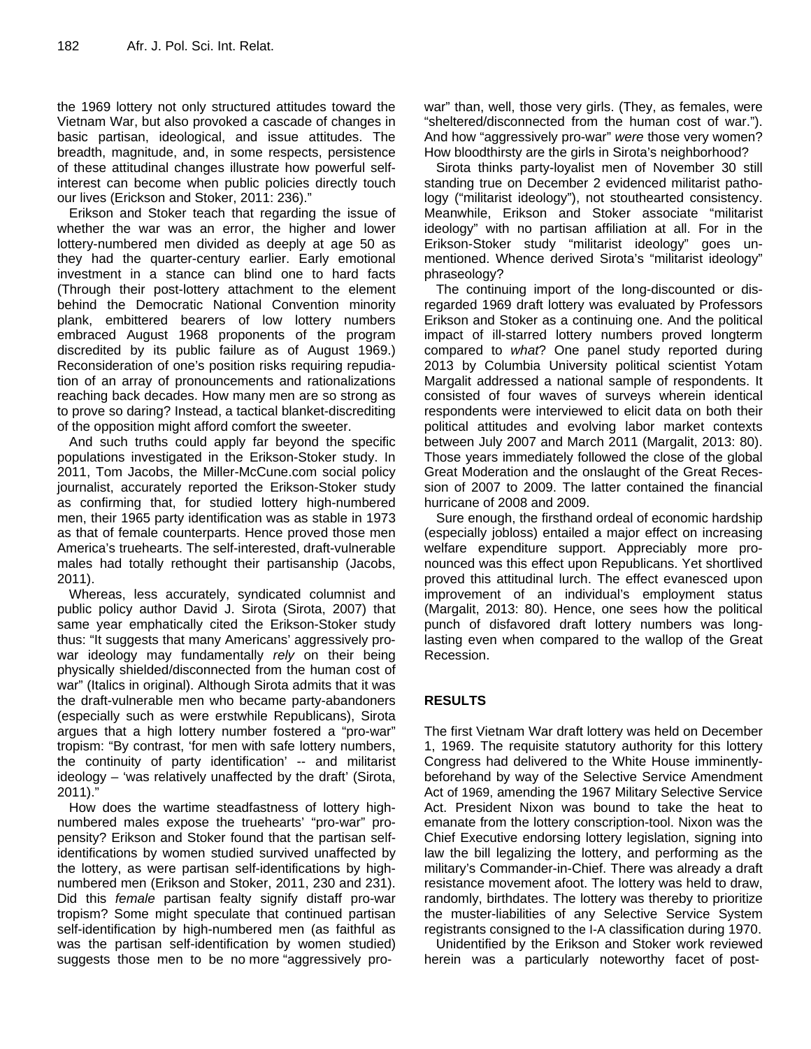the 1969 lottery not only structured attitudes toward the Vietnam War, but also provoked a cascade of changes in basic partisan, ideological, and issue attitudes. The breadth, magnitude, and, in some respects, persistence of these attitudinal changes illustrate how powerful self-interest can become when public policies directly touch our lives (Erickson and Stoker, 2011: 236)."

Erikson and Stoker teach that regarding the issue of whether the war was an error, the higher and lower lottery-numbered men divided as deeply at age 50 as they had the quarter-century earlier. Early emotional investment in a stance can blind one to hard facts (Through their post-lottery attachment to the element behind the Democratic National Convention minority plank, embittered bearers of low lottery numbers embraced August 1968 proponents of the program discredited by its public failure as of August 1969.) Reconsideration of one's position risks requiring repudiation of an array of pronouncements and rationalizations reaching back decades. How many men are so strong as to prove so daring? Instead, a tactical blanket-discrediting of the opposition might afford comfort the sweeter.

And such truths could apply far beyond the specific populations investigated in the Erikson-Stoker study. In 2011, Tom Jacobs, the Miller-McCune.com social policy journalist, accurately reported the Erikson-Stoker study as confirming that, for studied lottery high-numbered men, their 1965 party identification was as stable in 1973 as that of female counterparts. Hence proved those men America's truehearts. The self-interested, draft-vulnerable males had totally rethought their partisanship (Jacobs, 2011).

Whereas, less accurately, syndicated columnist and public policy author David J. Sirota (Sirota, 2007) that same year emphatically cited the Erikson-Stoker study thus: "It suggests that many Americans' aggressively pro-war ideology may fundamentally *rely* on their being physically shielded/disconnected from the human cost of war" (Italics in original). Although Sirota admits that it was the draft-vulnerable men who became party-abandoners (especially such as were erstwhile Republicans), Sirota argues that a high lottery number fostered a "pro-war" tropism: "By contrast, 'for men with safe lottery numbers, the continuity of party identification' -- and militarist ideology – 'was relatively unaffected by the draft' (Sirota, 2011)."

How does the wartime steadfastness of lottery high-numbered males expose the truehearts' "pro-war" propensity? Erikson and Stoker found that the partisan self-identifications by women studied survived unaffected by the lottery, as were partisan self-identifications by high-numbered men (Erikson and Stoker, 2011, 230 and 231). Did this *female* partisan fealty signify distaff pro-war tropism? Some might speculate that continued partisan self-identification by high-numbered men (as faithful as was the partisan self-identification by women studied) suggests those men to be no more "aggressively pro-war" than, well, those very girls. (They, as females, were "sheltered/disconnected from the human cost of war."). And how "aggressively pro-war" *were* those very women? How bloodthirsty are the girls in Sirota's neighborhood?

Sirota thinks party-loyalist men of November 30 still standing true on December 2 evidenced militarist pathology ("militarist ideology"), not stouthearted consistency. Meanwhile, Erikson and Stoker associate "militarist ideology" with no partisan affiliation at all. For in the Erikson-Stoker study "militarist ideology" goes unmentioned. Whence derived Sirota's "militarist ideology" phraseology?

The continuing import of the long-discounted or disregarded 1969 draft lottery was evaluated by Professors Erikson and Stoker as a continuing one. And the political impact of ill-starred lottery numbers proved longterm compared to *what*? One panel study reported during 2013 by Columbia University political scientist Yotam Margalit addressed a national sample of respondents. It consisted of four waves of surveys wherein identical respondents were interviewed to elicit data on both their political attitudes and evolving labor market contexts between July 2007 and March 2011 (Margalit, 2013: 80). Those years immediately followed the close of the global Great Moderation and the onslaught of the Great Recession of 2007 to 2009. The latter contained the financial hurricane of 2008 and 2009.

Sure enough, the firsthand ordeal of economic hardship (especially jobloss) entailed a major effect on increasing welfare expenditure support. Appreciably more pronounced was this effect upon Republicans. Yet shortlived proved this attitudinal lurch. The effect evanesced upon improvement of an individual's employment status (Margalit, 2013: 80). Hence, one sees how the political punch of disfavored draft lottery numbers was long-lasting even when compared to the wallop of the Great Recession.

## RESULTS

The first Vietnam War draft lottery was held on December 1, 1969. The requisite statutory authority for this lottery Congress had delivered to the White House imminently-beforehand by way of the Selective Service Amendment Act of 1969, amending the 1967 Military Selective Service Act. President Nixon was bound to take the heat to emanate from the lottery conscription-tool. Nixon was the Chief Executive endorsing lottery legislation, signing into law the bill legalizing the lottery, and performing as the military's Commander-in-Chief. There was already a draft resistance movement afoot. The lottery was held to draw, randomly, birthdates. The lottery was thereby to prioritize the muster-liabilities of any Selective Service System registrants consigned to the I-A classification during 1970.

Unidentified by the Erikson and Stoker work reviewed herein was a particularly noteworthy facet of post-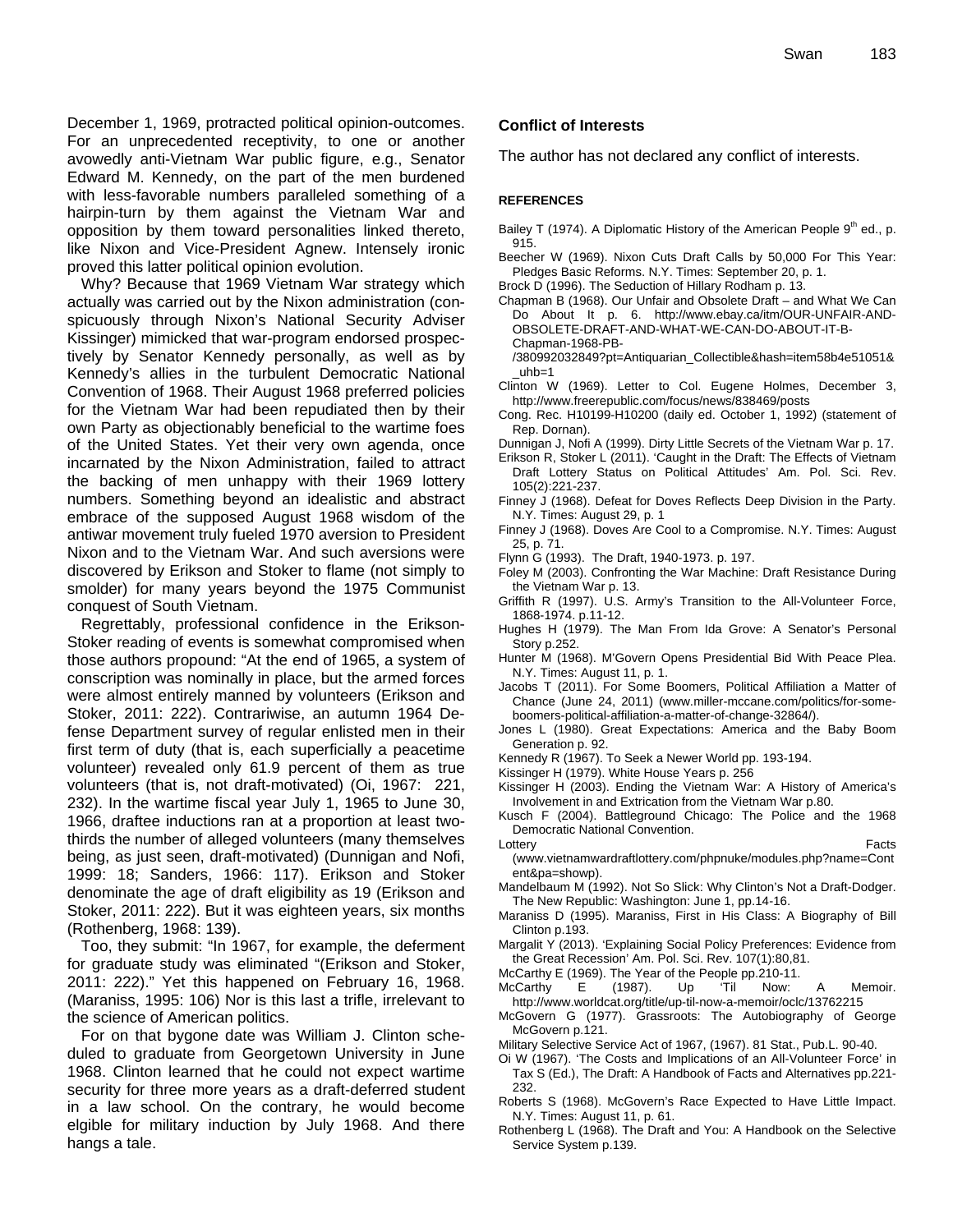December 1, 1969, protracted political opinion-outcomes. For an unprecedented receptivity, to one or another avowedly anti-Vietnam War public figure, e.g., Senator Edward M. Kennedy, on the part of the men burdened with less-favorable numbers paralleled something of a hairpin-turn by them against the Vietnam War and opposition by them toward personalities linked thereto, like Nixon and Vice-President Agnew. Intensely ironic proved this latter political opinion evolution.

Why? Because that 1969 Vietnam War strategy which actually was carried out by the Nixon administration (conspicuously through Nixon's National Security Adviser Kissinger) mimicked that war-program endorsed prospectively by Senator Kennedy personally, as well as by Kennedy's allies in the turbulent Democratic National Convention of 1968. Their August 1968 preferred policies for the Vietnam War had been repudiated then by their own Party as objectionably beneficial to the wartime foes of the United States. Yet their very own agenda, once incarnated by the Nixon Administration, failed to attract the backing of men unhappy with their 1969 lottery numbers. Something beyond an idealistic and abstract embrace of the supposed August 1968 wisdom of the antiwar movement truly fueled 1970 aversion to President Nixon and to the Vietnam War. And such aversions were discovered by Erikson and Stoker to flame (not simply to smolder) for many years beyond the 1975 Communist conquest of South Vietnam.

Regrettably, professional confidence in the Erikson-Stoker reading of events is somewhat compromised when those authors propound: "At the end of 1965, a system of conscription was nominally in place, but the armed forces were almost entirely manned by volunteers (Erikson and Stoker, 2011: 222). Contrariwise, an autumn 1964 Defense Department survey of regular enlisted men in their first term of duty (that is, each superficially a peacetime volunteer) revealed only 61.9 percent of them as true volunteers (that is, not draft-motivated) (Oi, 1967: 221, 232). In the wartime fiscal year July 1, 1965 to June 30, 1966, draftee inductions ran at a proportion at least two-thirds the number of alleged volunteers (many themselves being, as just seen, draft-motivated) (Dunnigan and Nofi, 1999: 18; Sanders, 1966: 117). Erikson and Stoker denominate the age of draft eligibility as 19 (Erikson and Stoker, 2011: 222). But it was eighteen years, six months (Rothenberg, 1968: 139).

Too, they submit: "In 1967, for example, the deferment for graduate study was eliminated "(Erikson and Stoker, 2011: 222)." Yet this happened on February 16, 1968. (Maraniss, 1995: 106) Nor is this last a trifle, irrelevant to the science of American politics.

For on that bygone date was William J. Clinton scheduled to graduate from Georgetown University in June 1968. Clinton learned that he could not expect wartime security for three more years as a draft-deferred student in a law school. On the contrary, he would become elgible for military induction by July 1968. And there hangs a tale.

## Conflict of Interests

The author has not declared any conflict of interests.

## REFERENCES

Bailey T (1974). A Diplomatic History of the American People 9th ed., p. 915.

Beecher W (1969). Nixon Cuts Draft Calls by 50,000 For This Year: Pledges Basic Reforms. N.Y. Times: September 20, p. 1.

Brock D (1996). The Seduction of Hillary Rodham p. 13.

Chapman B (1968). Our Unfair and Obsolete Draft – and What We Can Do About It p. 6. http://www.ebay.ca/itm/OUR-UNFAIR-AND-OBSOLETE-DRAFT-AND-WHAT-WE-CAN-DO-ABOUT-IT-B-Chapman-1968-PB-/380992032849?pt=Antiquarian_Collectible&hash=item58b4e51051&_uhb=1

Clinton W (1969). Letter to Col. Eugene Holmes, December 3, http://www.freerepublic.com/focus/news/838469/posts

Cong. Rec. H10199-H10200 (daily ed. October 1, 1992) (statement of Rep. Dornan).

Dunnigan J, Nofi A (1999). Dirty Little Secrets of the Vietnam War p. 17.

Erikson R, Stoker L (2011). 'Caught in the Draft: The Effects of Vietnam Draft Lottery Status on Political Attitudes' Am. Pol. Sci. Rev. 105(2):221-237.

Finney J (1968). Defeat for Doves Reflects Deep Division in the Party. N.Y. Times: August 29, p. 1

Finney J (1968). Doves Are Cool to a Compromise. N.Y. Times: August 25, p. 71.

Flynn G (1993). The Draft, 1940-1973. p. 197.

Foley M (2003). Confronting the War Machine: Draft Resistance During the Vietnam War p. 13.

Griffith R (1997). U.S. Army's Transition to the All-Volunteer Force, 1868-1974. p.11-12.

Hughes H (1979). The Man From Ida Grove: A Senator's Personal Story p.252.

Hunter M (1968). M'Govern Opens Presidential Bid With Peace Plea. N.Y. Times: August 11, p. 1.

Jacobs T (2011). For Some Boomers, Political Affiliation a Matter of Chance (June 24, 2011) (www.miller-mccane.com/politics/for-some-boomers-political-affiliation-a-matter-of-change-32864/).

Jones L (1980). Great Expectations: America and the Baby Boom Generation p. 92.

Kennedy R (1967). To Seek a Newer World pp. 193-194.

Kissinger H (1979). White House Years p. 256

Kissinger H (2003). Ending the Vietnam War: A History of America's Involvement in and Extrication from the Vietnam War p.80.

Kusch F (2004). Battleground Chicago: The Police and the 1968 Democratic National Convention.

Lottery Facts (www.vietnamwardraftlottery.com/phpnuke/modules.php?name=Content&pa=showp).

Mandelbaum M (1992). Not So Slick: Why Clinton's Not a Draft-Dodger. The New Republic: Washington: June 1, pp.14-16.

Maraniss D (1995). Maraniss, First in His Class: A Biography of Bill Clinton p.193.

Margalit Y (2013). 'Explaining Social Policy Preferences: Evidence from the Great Recession' Am. Pol. Sci. Rev. 107(1):80,81.

McCarthy E (1969). The Year of the People pp.210-11.

McCarthy E (1987). Up 'Til Now: A Memoir. http://www.worldcat.org/title/up-til-now-a-memoir/oclc/13762215

McGovern G (1977). Grassroots: The Autobiography of George McGovern p.121.

Military Selective Service Act of 1967, (1967). 81 Stat., Pub.L. 90-40.

Oi W (1967). 'The Costs and Implications of an All-Volunteer Force' in Tax S (Ed.), The Draft: A Handbook of Facts and Alternatives pp.221-232.

Roberts S (1968). McGovern's Race Expected to Have Little Impact. N.Y. Times: August 11, p. 61.

Rothenberg L (1968). The Draft and You: A Handbook on the Selective Service System p.139.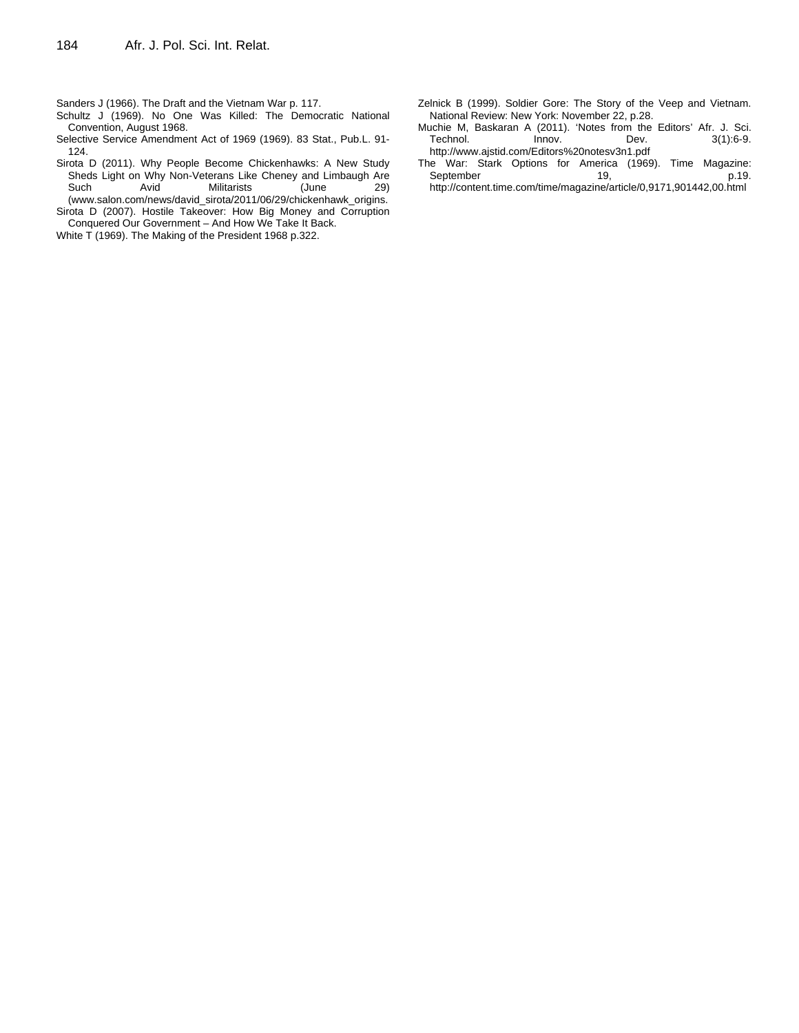Sanders J (1966). The Draft and the Vietnam War p. 117.

Schultz J (1969). No One Was Killed: The Democratic National Convention, August 1968.

Selective Service Amendment Act of 1969 (1969). 83 Stat., Pub.L. 91-124.

Sirota D (2011). Why People Become Chickenhawks: A New Study Sheds Light on Why Non-Veterans Like Cheney and Limbaugh Are Such Avid Militarists (June 29) (www.salon.com/news/david_sirota/2011/06/29/chickenhawk_origins.

Sirota D (2007). Hostile Takeover: How Big Money and Corruption Conquered Our Government – And How We Take It Back.

White T (1969). The Making of the President 1968 p.322.

Zelnick B (1999). Soldier Gore: The Story of the Veep and Vietnam. National Review: New York: November 22, p.28.

Muchie M, Baskaran A (2011). 'Notes from the Editors' Afr. J. Sci. Technol. Innov. Dev. 3(1):6-9. http://www.ajstid.com/Editors%20notesv3n1.pdf

The War: Stark Options for America (1969). Time Magazine: September 19, p.19. http://content.time.com/time/magazine/article/0,9171,901442,00.html